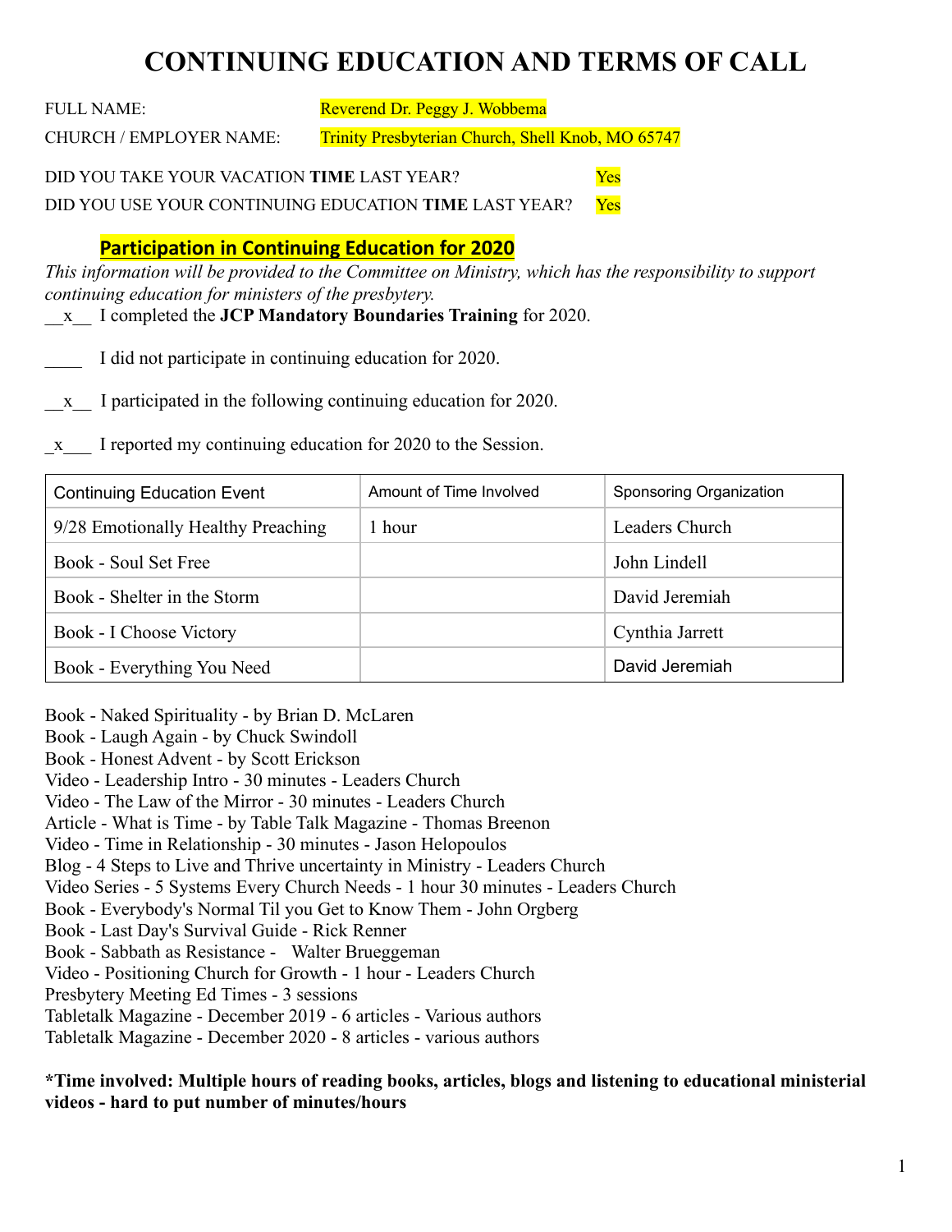# CONTINUING EDUCATION AND TERMS OF CALL

FULL NAME: Reverend Dr. Peggy J. Wobbema

CHURCH / EMPLOYER NAME: Trinity Presbyterian Church, Shell Knob, MO 65747

DID YOU TAKE YOUR VACATION **TIME** LAST YEAR? Yes

DID YOU USE YOUR CONTINUING EDUCATION **TIME** LAST YEAR? Yes

## Participation in Continuing Education for 2020

*This information will be provided to the Committee on Ministry, which has the responsibility to support continuing education for ministers of the presbytery.*

__x__ I completed the **JCP Mandatory Boundaries Training** for 2020.

____ I did not participate in continuing education for 2020.

__x__ I participated in the following continuing education for 2020.

_x___ I reported my continuing education for 2020 to the Session.

| Continuing Education Event | Amount of Time Involved | Sponsoring Organization |
|---|---|---|
| 9/28 Emotionally Healthy Preaching | 1 hour | Leaders Church |
| Book - Soul Set Free | | John Lindell |
| Book - Shelter in the Storm | | David Jeremiah |
| Book - I Choose Victory | | Cynthia Jarrett |
| Book - Everything You Need | | David Jeremiah |

Book - Naked Spirituality - by Brian D. McLaren
Book - Laugh Again - by Chuck Swindoll
Book - Honest Advent - by Scott Erickson
Video - Leadership Intro - 30 minutes - Leaders Church
Video - The Law of the Mirror - 30 minutes - Leaders Church
Article - What is Time - by Table Talk Magazine - Thomas Breenon
Video - Time in Relationship - 30 minutes - Jason Helopoulos
Blog - 4 Steps to Live and Thrive uncertainty in Ministry - Leaders Church
Video Series - 5 Systems Every Church Needs - 1 hour 30 minutes - Leaders Church
Book - Everybody's Normal Til you Get to Know Them - John Orgberg
Book - Last Day's Survival Guide - Rick Renner
Book - Sabbath as Resistance - Walter Brueggeman
Video - Positioning Church for Growth - 1 hour - Leaders Church
Presbytery Meeting Ed Times - 3 sessions
Tabletalk Magazine - December 2019 - 6 articles - Various authors
Tabletalk Magazine - December 2020 - 8 articles - various authors

**\*Time involved: Multiple hours of reading books, articles, blogs and listening to educational ministerial videos - hard to put number of minutes/hours**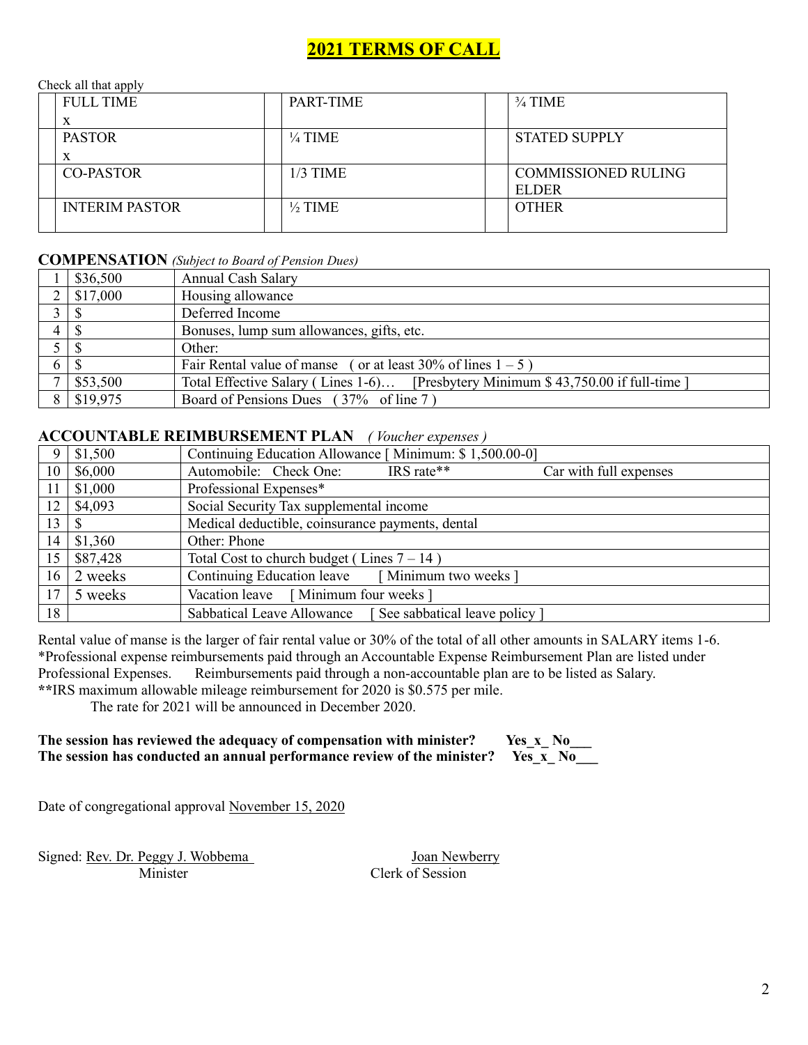# 2021 TERMS OF CALL

Check all that apply

| | | | | | |
|---|---|---|---|---|---|
| | FULL TIME x | | PART-TIME | | ¾ TIME |
| | PASTOR x | | ¼ TIME | | STATED SUPPLY |
| | CO-PASTOR | | 1/3 TIME | | COMMISSIONED RULING ELDER |
| | INTERIM PASTOR | | ½ TIME | | OTHER |

**COMPENSATION** *(Subject to Board of Pension Dues)*

| | | |
|---|---|---|
| 1 | $36,500 | Annual Cash Salary |
| 2 | $17,000 | Housing allowance |
| 3 | $ | Deferred Income |
| 4 | $ | Bonuses, lump sum allowances, gifts, etc. |
| 5 | $ | Other: |
| 6 | $ | Fair Rental value of manse ( or at least 30% of lines 1 – 5 ) |
| 7 | $53,500 | Total Effective Salary ( Lines 1-6)… [Presbytery Minimum $ 43,750.00 if full-time ] |
| 8 | $19,975 | Board of Pensions Dues ( 37% of line 7 ) |

**ACCOUNTABLE REIMBURSEMENT PLAN** *( Voucher expenses )*

| | | |
|---|---|---|
| 9 | $1,500 | Continuing Education Allowance [ Minimum: $ 1,500.00-0] |
| 10 | $6,000 | Automobile: Check One: IRS rate** Car with full expenses |
| 11 | $1,000 | Professional Expenses* |
| 12 | $4,093 | Social Security Tax supplemental income |
| 13 | $ | Medical deductible, coinsurance payments, dental |
| 14 | $1,360 | Other: Phone |
| 15 | $87,428 | Total Cost to church budget ( Lines 7 – 14 ) |
| 16 | 2 weeks | Continuing Education leave [ Minimum two weeks ] |
| 17 | 5 weeks | Vacation leave [ Minimum four weeks ] |
| 18 | | Sabbatical Leave Allowance [ See sabbatical leave policy ] |

Rental value of manse is the larger of fair rental value or 30% of the total of all other amounts in SALARY items 1-6.
*Professional expense reimbursements paid through an Accountable Expense Reimbursement Plan are listed under Professional Expenses. Reimbursements paid through a non-accountable plan are to be listed as Salary.
**IRS maximum allowable mileage reimbursement for 2020 is $0.575 per mile.
The rate for 2021 will be announced in December 2020.

**The session has reviewed the adequacy of compensation with minister? Yes_x_ No___**
**The session has conducted an annual performance review of the minister? Yes_x_ No___**

Date of congregational approval November 15, 2020

Signed: Rev. Dr. Peggy J. Wobbema — Minister

Joan Newberry — Clerk of Session